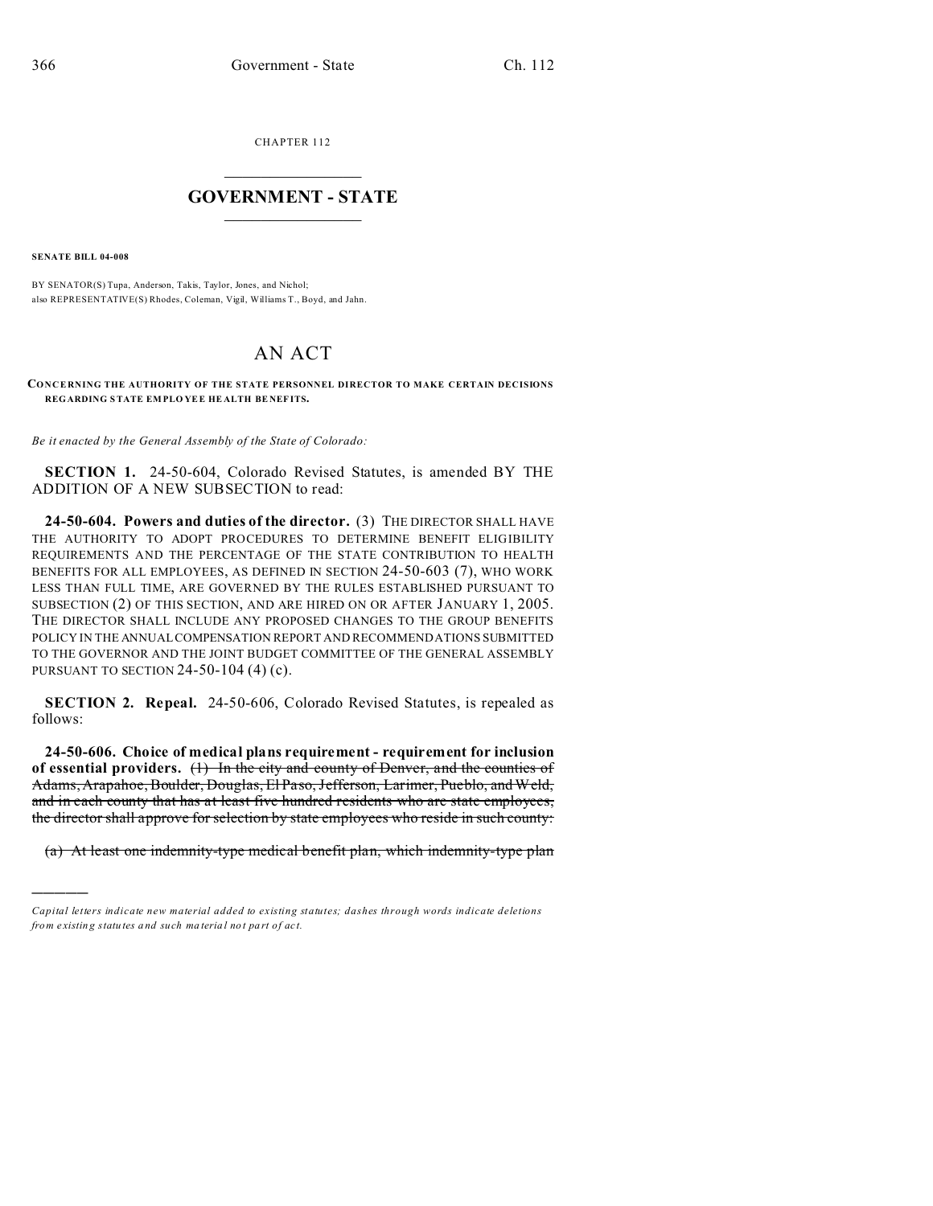CHAPTER 112

# GOVERNMENT - STATE

**SENATE BILL 04-008**

BY SENATOR(S) Tupa, Anderson, Takis, Taylor, Jones, and Nichol;
also REPRESENTATIVE(S) Rhodes, Coleman, Vigil, Williams T., Boyd, and Jahn.

# AN ACT

**CONCERNING THE AUTHORITY OF THE STATE PERSONNEL DIRECTOR TO MAKE CERTAIN DECISIONS REGARDING STATE EMPLOYEE HEALTH BENEFITS.**

*Be it enacted by the General Assembly of the State of Colorado:*

**SECTION 1.** 24-50-604, Colorado Revised Statutes, is amended BY THE ADDITION OF A NEW SUBSECTION to read:

**24-50-604. Powers and duties of the director.** (3) THE DIRECTOR SHALL HAVE THE AUTHORITY TO ADOPT PROCEDURES TO DETERMINE BENEFIT ELIGIBILITY REQUIREMENTS AND THE PERCENTAGE OF THE STATE CONTRIBUTION TO HEALTH BENEFITS FOR ALL EMPLOYEES, AS DEFINED IN SECTION 24-50-603 (7), WHO WORK LESS THAN FULL TIME, ARE GOVERNED BY THE RULES ESTABLISHED PURSUANT TO SUBSECTION (2) OF THIS SECTION, AND ARE HIRED ON OR AFTER JANUARY 1, 2005. THE DIRECTOR SHALL INCLUDE ANY PROPOSED CHANGES TO THE GROUP BENEFITS POLICY IN THE ANNUAL COMPENSATION REPORT AND RECOMMENDATIONS SUBMITTED TO THE GOVERNOR AND THE JOINT BUDGET COMMITTEE OF THE GENERAL ASSEMBLY PURSUANT TO SECTION 24-50-104 (4) (c).

**SECTION 2. Repeal.** 24-50-606, Colorado Revised Statutes, is repealed as follows:

**24-50-606. Choice of medical plans requirement - requirement for inclusion of essential providers.** ~~(1) In the city and county of Denver, and the counties of Adams, Arapahoe, Boulder, Douglas, El Paso, Jefferson, Larimer, Pueblo, and Weld, and in each county that has at least five hundred residents who are state employees, the director shall approve for selection by state employees who reside in such county:~~

~~(a) At least one indemnity-type medical benefit plan, which indemnity-type plan~~

---

*Capital letters indicate new material added to existing statutes; dashes through words indicate deletions from existing statutes and such material not part of act.*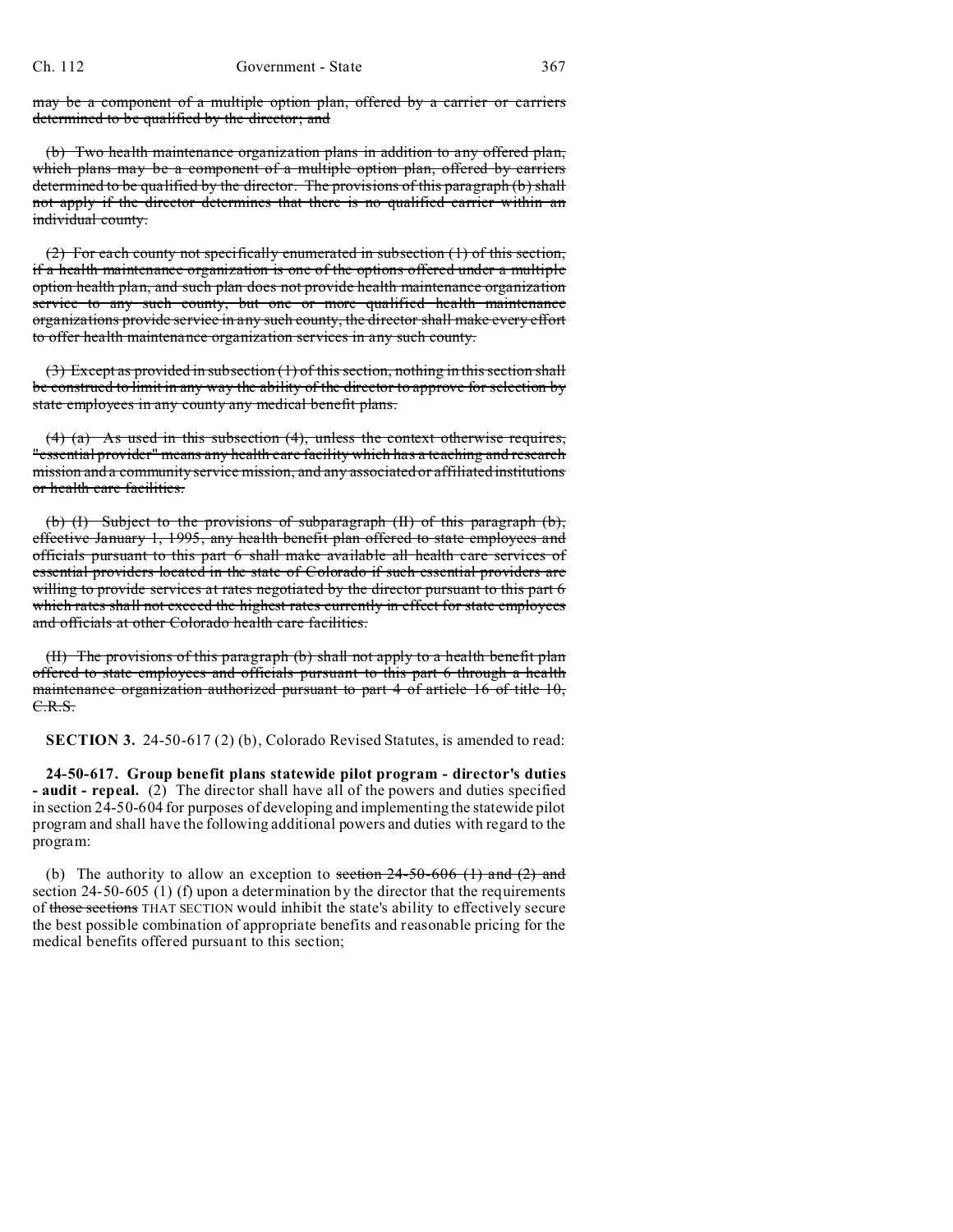may be a component of a multiple option plan, offered by a carrier or carriers determined to be qualified by the director; and

(b) Two health maintenance organization plans in addition to any offered plan, which plans may be a component of a multiple option plan, offered by carriers determined to be qualified by the director. The provisions of this paragraph (b) shall not apply if the director determines that there is no qualified carrier within an individual county.

(2) For each county not specifically enumerated in subsection (1) of this section, if a health maintenance organization is one of the options offered under a multiple option health plan, and such plan does not provide health maintenance organization service to any such county, but one or more qualified health maintenance organizations provide service in any such county, the director shall make every effort to offer health maintenance organization services in any such county.

(3) Except as provided in subsection (1) of this section, nothing in this section shall be construed to limit in any way the ability of the director to approve for selection by state employees in any county any medical benefit plans.

(4) (a) As used in this subsection (4), unless the context otherwise requires, "essential provider" means any health care facility which has a teaching and research mission and a community service mission, and any associated or affiliated institutions or health care facilities.

(b) (I) Subject to the provisions of subparagraph (II) of this paragraph (b), effective January 1, 1995, any health benefit plan offered to state employees and officials pursuant to this part 6 shall make available all health care services of essential providers located in the state of Colorado if such essential providers are willing to provide services at rates negotiated by the director pursuant to this part 6 which rates shall not exceed the highest rates currently in effect for state employees and officials at other Colorado health care facilities.

(II) The provisions of this paragraph (b) shall not apply to a health benefit plan offered to state employees and officials pursuant to this part 6 through a health maintenance organization authorized pursuant to part 4 of article 16 of title 10, C.R.S.

**SECTION 3.** 24-50-617 (2) (b), Colorado Revised Statutes, is amended to read:

**24-50-617. Group benefit plans statewide pilot program - director's duties - audit - repeal.** (2) The director shall have all of the powers and duties specified in section 24-50-604 for purposes of developing and implementing the statewide pilot program and shall have the following additional powers and duties with regard to the program:

(b) The authority to allow an exception to section 24-50-606 (1) and (2) and section 24-50-605 (1) (f) upon a determination by the director that the requirements of those sections THAT SECTION would inhibit the state's ability to effectively secure the best possible combination of appropriate benefits and reasonable pricing for the medical benefits offered pursuant to this section;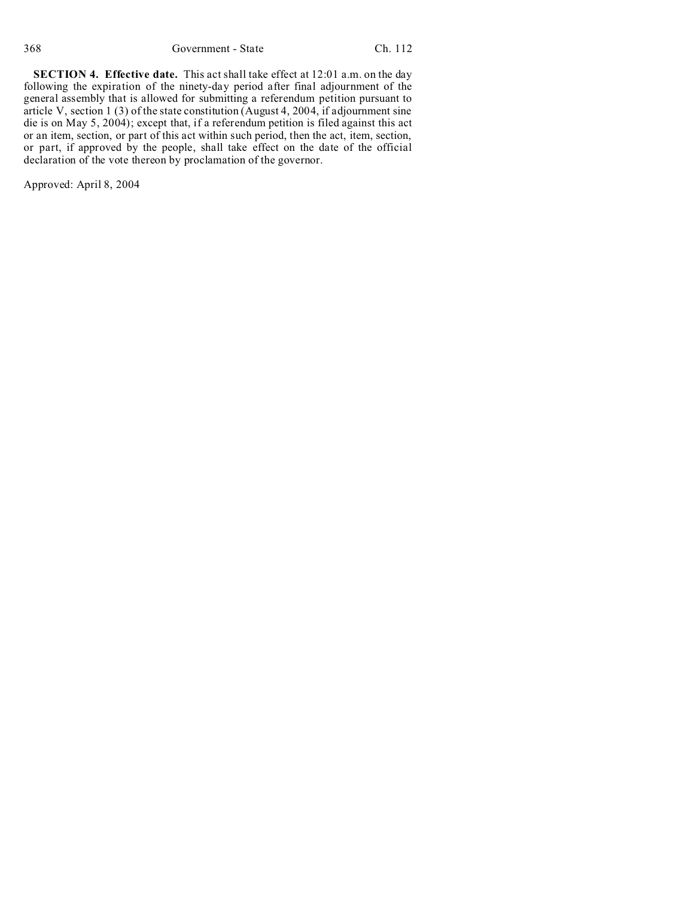**SECTION 4. Effective date.** This act shall take effect at 12:01 a.m. on the day following the expiration of the ninety-day period after final adjournment of the general assembly that is allowed for submitting a referendum petition pursuant to article V, section 1 (3) of the state constitution (August 4, 2004, if adjournment sine die is on May 5, 2004); except that, if a referendum petition is filed against this act or an item, section, or part of this act within such period, then the act, item, section, or part, if approved by the people, shall take effect on the date of the official declaration of the vote thereon by proclamation of the governor.

Approved: April 8, 2004